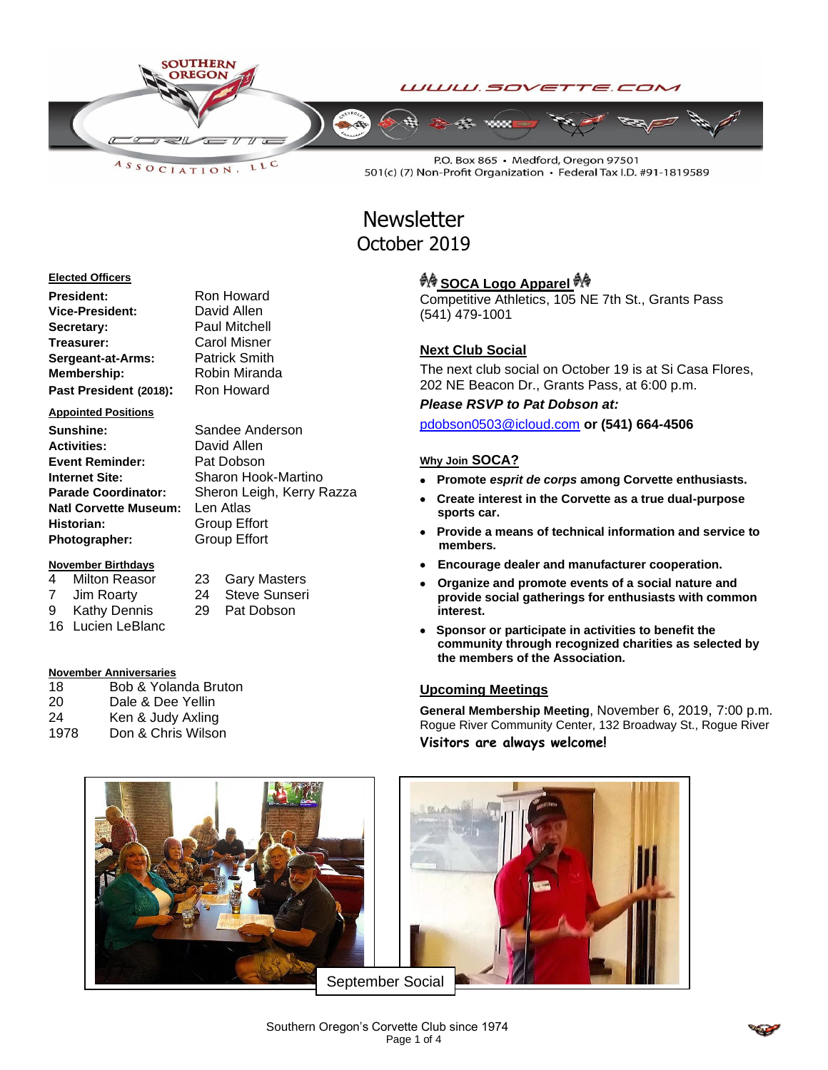P.O. Box 865 • Medford, Oregon 97501
501(c) (7) Non-Profit Organization • Federal Tax I.D. #91-1819589

WWW.SOVETTE.COM

# Newsletter
## October 2019

**Elected Officers**

| | |
|---|---|
| **President:** | Ron Howard |
| **Vice-President:** | David Allen |
| **Secretary:** | Paul Mitchell |
| **Treasurer:** | Carol Misner |
| **Sergeant-at-Arms:** | Patrick Smith |
| **Membership:** | Robin Miranda |
| **Past President (2018):** | Ron Howard |

**Appointed Positions**

| | |
|---|---|
| **Sunshine:** | Sandee Anderson |
| **Activities:** | David Allen |
| **Event Reminder:** | Pat Dobson |
| **Internet Site:** | Sharon Hook-Martino |
| **Parade Coordinator:** | Sheron Leigh, Kerry Razza |
| **Natl Corvette Museum:** | Len Atlas |
| **Historian:** | Group Effort |
| **Photographer:** | Group Effort |

**November Birthdays**

| | | | |
|---|---|---|---|
| 4 | Milton Reasor | 23 | Gary Masters |
| 7 | Jim Roarty | 24 | Steve Sunseri |
| 9 | Kathy Dennis | 29 | Pat Dobson |
| 16 | Lucien LeBlanc | | |

**November Anniversaries**

| | |
|---|---|
| 18 | Bob & Yolanda Bruton |
| 20 | Dale & Dee Yellin |
| 24 | Ken & Judy Axling |
| 1978 | Don & Chris Wilson |

### SOCA Logo Apparel

Competitive Athletics, 105 NE 7th St., Grants Pass
(541) 479-1001

### Next Club Social

The next club social on October 19 is at Si Casa Flores, 202 NE Beacon Dr., Grants Pass, at 6:00 p.m.

***Please RSVP to Pat Dobson at:***

pdobson0503@icloud.com **or (541) 664-4506**

### Why Join SOCA?

- **Promote *esprit de corps* among Corvette enthusiasts.**
- **Create interest in the Corvette as a true dual-purpose sports car.**
- **Provide a means of technical information and service to members.**
- **Encourage dealer and manufacturer cooperation.**
- **Organize and promote events of a social nature and provide social gatherings for enthusiasts with common interest.**
- **Sponsor or participate in activities to benefit the community through recognized charities as selected by the members of the Association.**

### Upcoming Meetings

**General Membership Meeting**, November 6, 2019, 7:00 p.m.
Rogue River Community Center, 132 Broadway St., Rogue River

**Visitors are always welcome!**

September Social

Southern Oregon's Corvette Club since 1974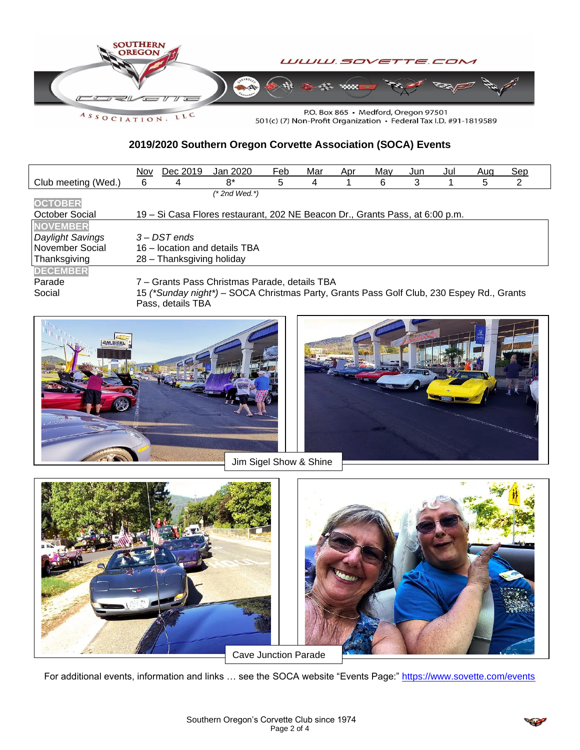SOUTHERN OREGON CORVETTE ASSOCIATION, LLC

WWW.SOVETTE.COM

P.O. Box 865 • Medford, Oregon 97501
501(c) (7) Non-Profit Organization • Federal Tax I.D. #91-1819589

## 2019/2020 Southern Oregon Corvette Association (SOCA) Events

| | Nov | Dec 2019 | Jan 2020 | Feb | Mar | Apr | May | Jun | Jul | Aug | Sep |
|---|---|---|---|---|---|---|---|---|---|---|---|
| Club meeting (Wed.) | 6 | 4 | 8* | 5 | 4 | 1 | 6 | 3 | 1 | 5 | 2 |
| | | | *(* 2nd Wed.*)* | | | | | | | | |

**OCTOBER**

October Social — 19 – Si Casa Flores restaurant, 202 NE Beacon Dr., Grants Pass, at 6:00 p.m.

**NOVEMBER**

*Daylight Savings* — *3 – DST ends*

November Social — 16 – location and details TBA

Thanksgiving — 28 – Thanksgiving holiday

**DECEMBER**

Parade — 7 – Grants Pass Christmas Parade, details TBA

Social — 15 *(*Sunday night*)* – SOCA Christmas Party, Grants Pass Golf Club, 230 Espey Rd., Grants Pass, details TBA

Jim Sigel Show & Shine

Cave Junction Parade

For additional events, information and links … see the SOCA website "Events Page:" https://www.sovette.com/events

Southern Oregon's Corvette Club since 1974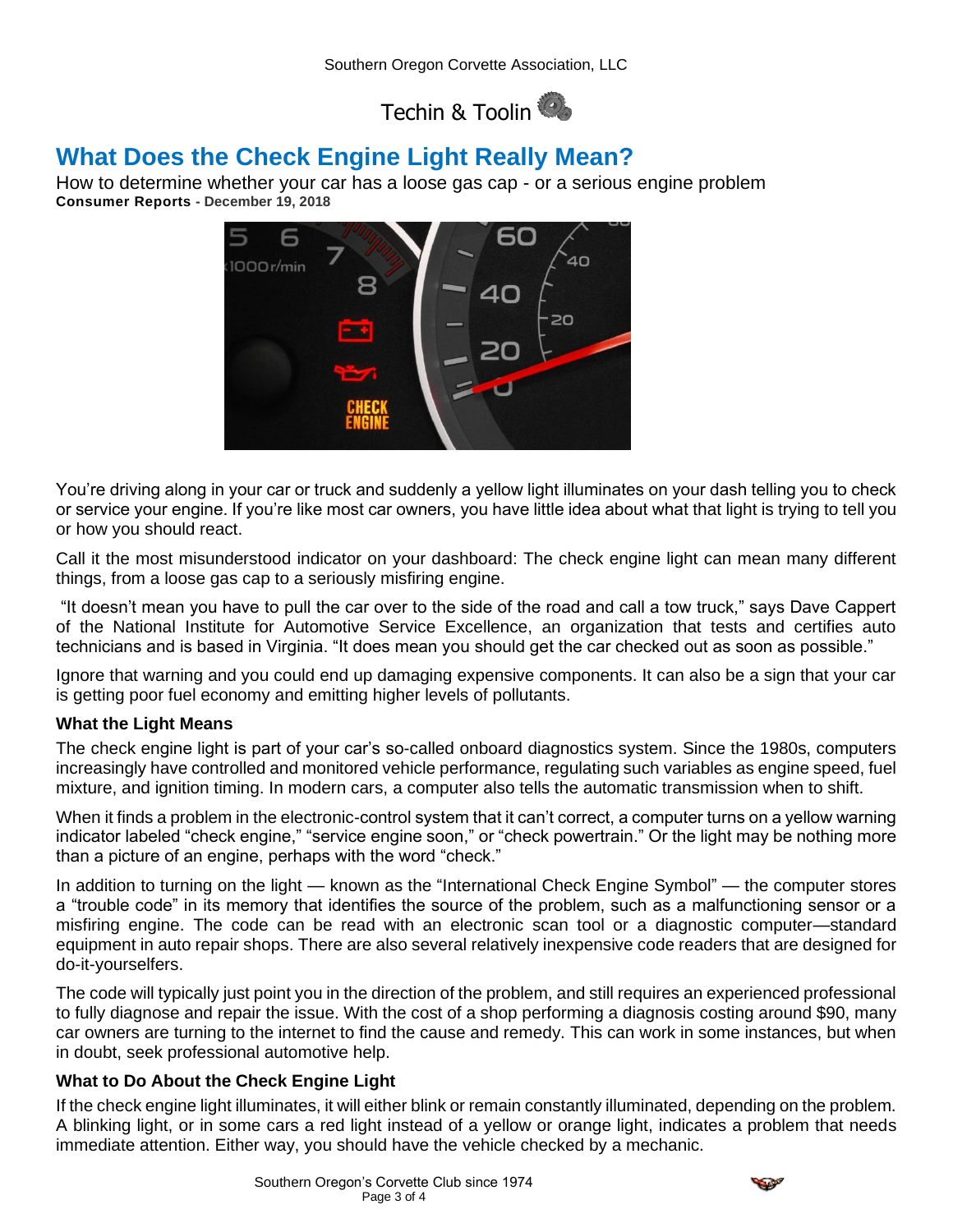Southern Oregon Corvette Association, LLC

Techin & Toolin

# What Does the Check Engine Light Really Mean?

How to determine whether your car has a loose gas cap - or a serious engine problem

**Consumer Reports - December 19, 2018**

You're driving along in your car or truck and suddenly a yellow light illuminates on your dash telling you to check or service your engine. If you're like most car owners, you have little idea about what that light is trying to tell you or how you should react.

Call it the most misunderstood indicator on your dashboard: The check engine light can mean many different things, from a loose gas cap to a seriously misfiring engine.

"It doesn't mean you have to pull the car over to the side of the road and call a tow truck," says Dave Cappert of the National Institute for Automotive Service Excellence, an organization that tests and certifies auto technicians and is based in Virginia. "It does mean you should get the car checked out as soon as possible."

Ignore that warning and you could end up damaging expensive components. It can also be a sign that your car is getting poor fuel economy and emitting higher levels of pollutants.

**What the Light Means**

The check engine light is part of your car's so-called onboard diagnostics system. Since the 1980s, computers increasingly have controlled and monitored vehicle performance, regulating such variables as engine speed, fuel mixture, and ignition timing. In modern cars, a computer also tells the automatic transmission when to shift.

When it finds a problem in the electronic-control system that it can't correct, a computer turns on a yellow warning indicator labeled "check engine," "service engine soon," or "check powertrain." Or the light may be nothing more than a picture of an engine, perhaps with the word "check."

In addition to turning on the light — known as the "International Check Engine Symbol" — the computer stores a "trouble code" in its memory that identifies the source of the problem, such as a malfunctioning sensor or a misfiring engine. The code can be read with an electronic scan tool or a diagnostic computer—standard equipment in auto repair shops. There are also several relatively inexpensive code readers that are designed for do-it-yourselfers.

The code will typically just point you in the direction of the problem, and still requires an experienced professional to fully diagnose and repair the issue. With the cost of a shop performing a diagnosis costing around $90, many car owners are turning to the internet to find the cause and remedy. This can work in some instances, but when in doubt, seek professional automotive help.

**What to Do About the Check Engine Light**

If the check engine light illuminates, it will either blink or remain constantly illuminated, depending on the problem. A blinking light, or in some cars a red light instead of a yellow or orange light, indicates a problem that needs immediate attention. Either way, you should have the vehicle checked by a mechanic.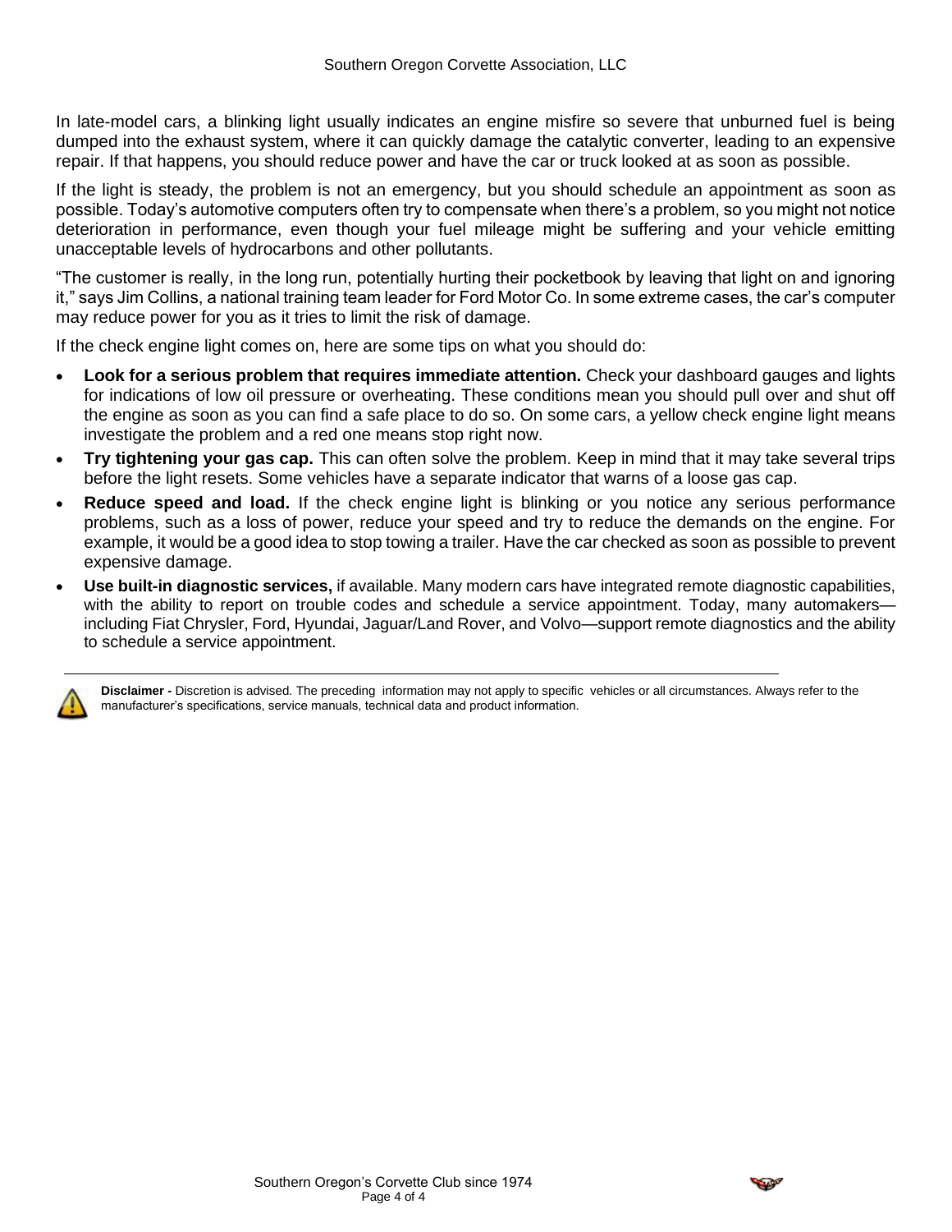In late-model cars, a blinking light usually indicates an engine misfire so severe that unburned fuel is being dumped into the exhaust system, where it can quickly damage the catalytic converter, leading to an expensive repair. If that happens, you should reduce power and have the car or truck looked at as soon as possible.

If the light is steady, the problem is not an emergency, but you should schedule an appointment as soon as possible. Today's automotive computers often try to compensate when there's a problem, so you might not notice deterioration in performance, even though your fuel mileage might be suffering and your vehicle emitting unacceptable levels of hydrocarbons and other pollutants.

"The customer is really, in the long run, potentially hurting their pocketbook by leaving that light on and ignoring it," says Jim Collins, a national training team leader for Ford Motor Co. In some extreme cases, the car's computer may reduce power for you as it tries to limit the risk of damage.

If the check engine light comes on, here are some tips on what you should do:

- **Look for a serious problem that requires immediate attention.** Check your dashboard gauges and lights for indications of low oil pressure or overheating. These conditions mean you should pull over and shut off the engine as soon as you can find a safe place to do so. On some cars, a yellow check engine light means investigate the problem and a red one means stop right now.
- **Try tightening your gas cap.** This can often solve the problem. Keep in mind that it may take several trips before the light resets. Some vehicles have a separate indicator that warns of a loose gas cap.
- **Reduce speed and load.** If the check engine light is blinking or you notice any serious performance problems, such as a loss of power, reduce your speed and try to reduce the demands on the engine. For example, it would be a good idea to stop towing a trailer. Have the car checked as soon as possible to prevent expensive damage.
- **Use built-in diagnostic services,** if available. Many modern cars have integrated remote diagnostic capabilities, with the ability to report on trouble codes and schedule a service appointment. Today, many automakers—including Fiat Chrysler, Ford, Hyundai, Jaguar/Land Rover, and Volvo—support remote diagnostics and the ability to schedule a service appointment.

---

**Disclaimer -** Discretion is advised. The preceding information may not apply to specific vehicles or all circumstances. Always refer to the manufacturer's specifications, service manuals, technical data and product information.